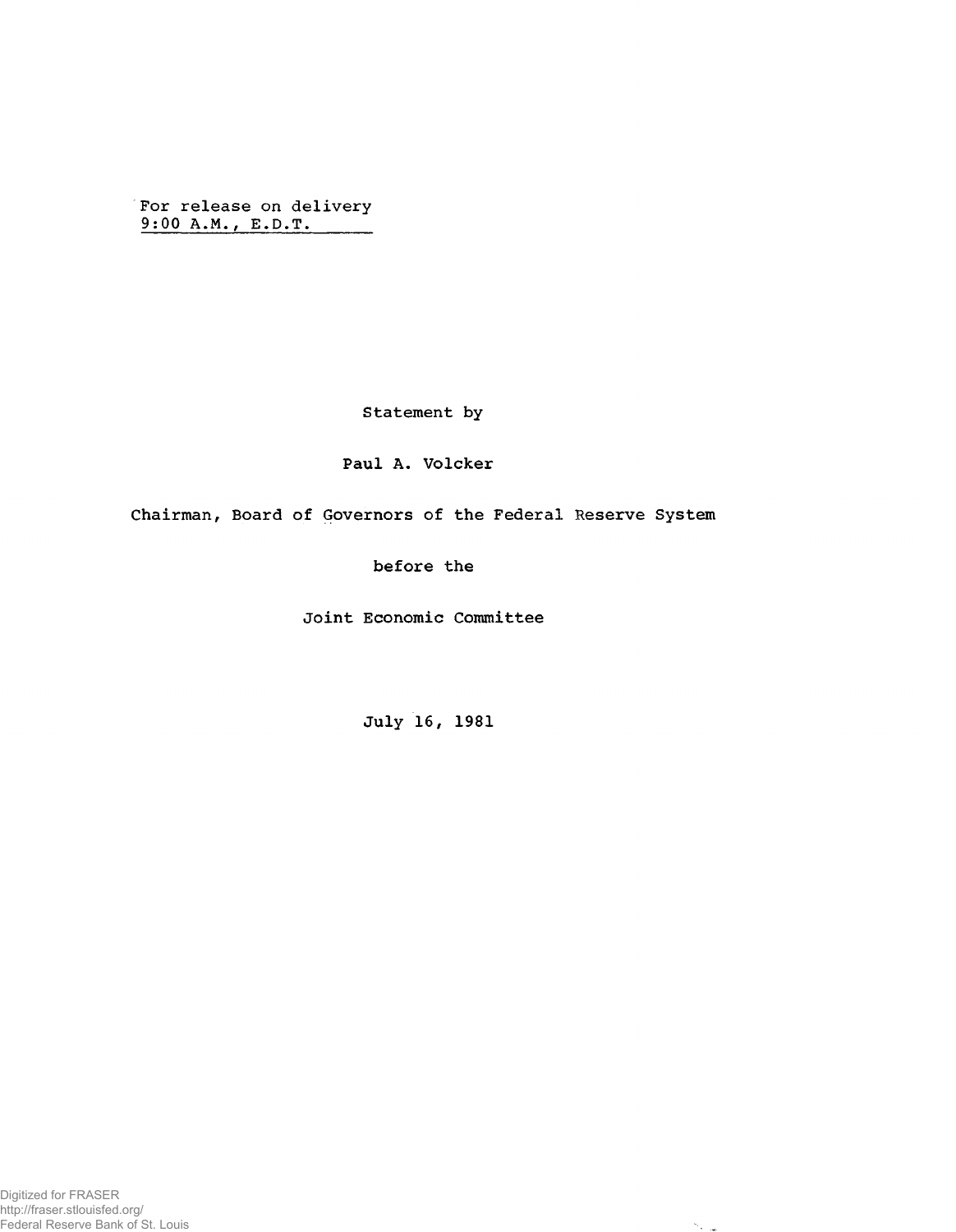For release on delivery
9:00 A.M., E.D.T.

Statement by

Paul A. Volcker

Chairman, Board of Governors of the Federal Reserve System

before the

Joint Economic Committee

July 16, 1981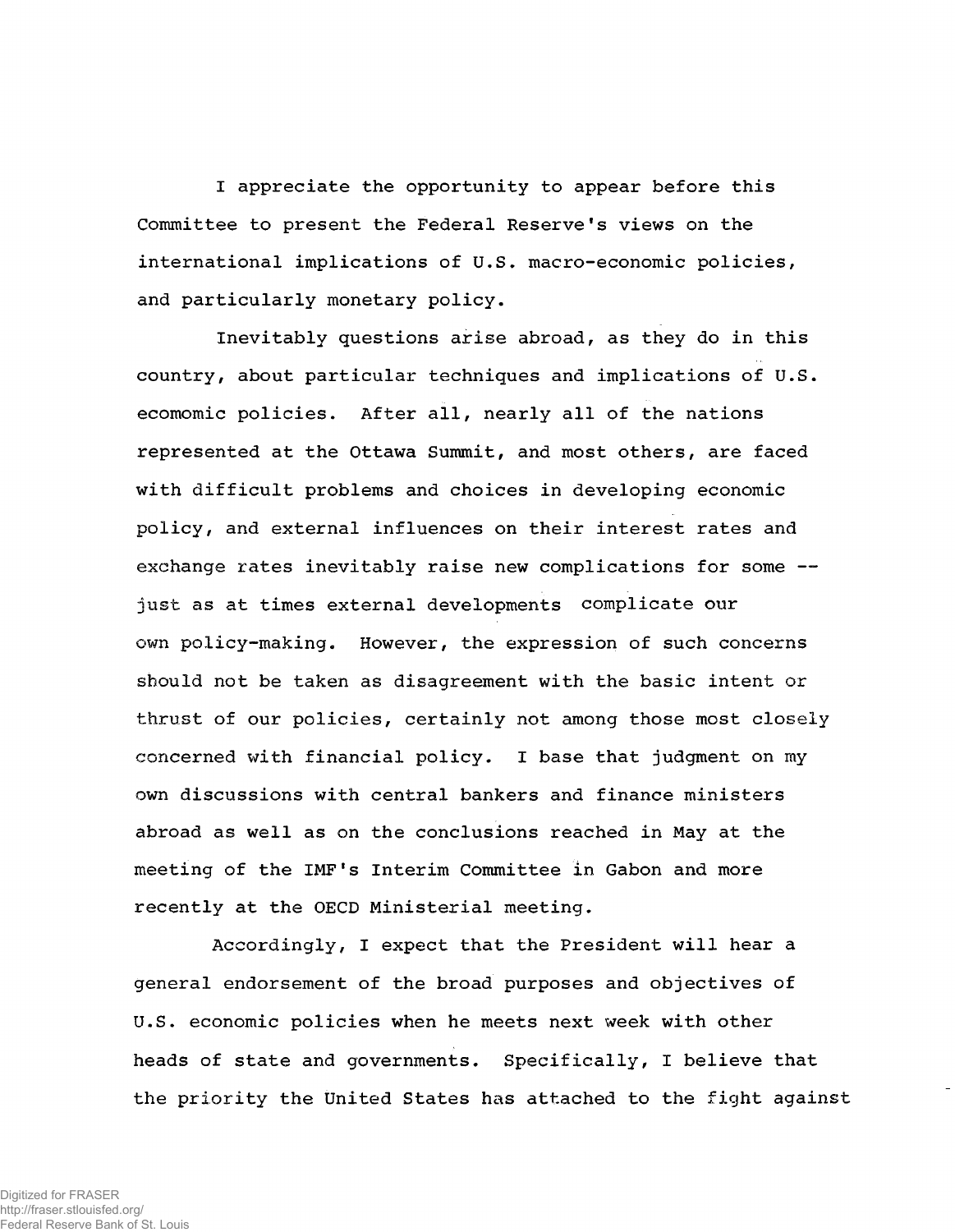I appreciate the opportunity to appear before this Committee to present the Federal Reserve's views on the international implications of U.S. macro-economic policies, and particularly monetary policy.

Inevitably questions arise abroad, as they do in this country, about particular techniques and implications of U.S. ecomomic policies. After all, nearly all of the nations represented at the Ottawa Summit, and most others, are faced with difficult problems and choices in developing economic policy, and external influences on their interest rates and exchange rates inevitably raise new complications for some -- just as at times external developments complicate our own policy-making. However, the expression of such concerns should not be taken as disagreement with the basic intent or thrust of our policies, certainly not among those most closely concerned with financial policy. I base that judgment on my own discussions with central bankers and finance ministers abroad as well as on the conclusions reached in May at the meeting of the IMF's Interim Committee in Gabon and more recently at the OECD Ministerial meeting.

Accordingly, I expect that the President will hear a general endorsement of the broad purposes and objectives of U.S. economic policies when he meets next week with other heads of state and governments. Specifically, I believe that the priority the United States has attached to the fight against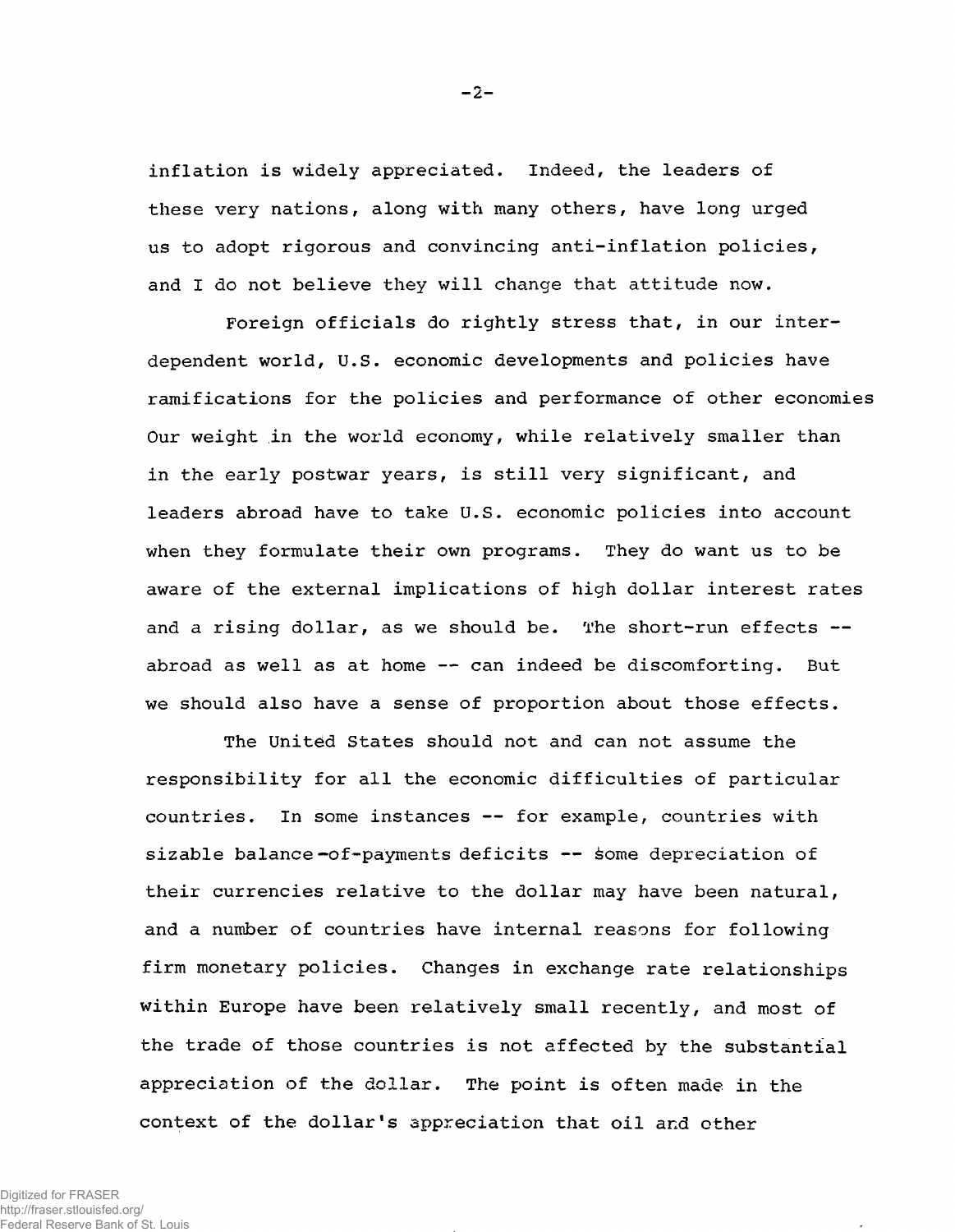inflation is widely appreciated. Indeed, the leaders of these very nations, along with many others, have long urged us to adopt rigorous and convincing anti-inflation policies, and I do not believe they will change that attitude now.

Foreign officials do rightly stress that, in our interdependent world, U.S. economic developments and policies have ramifications for the policies and performance of other economies Our weight in the world economy, while relatively smaller than in the early postwar years, is still very significant, and leaders abroad have to take U.S. economic policies into account when they formulate their own programs. They do want us to be aware of the external implications of high dollar interest rates and a rising dollar, as we should be. The short-run effects -- abroad as well as at home -- can indeed be discomforting. But we should also have a sense of proportion about those effects.

The United States should not and can not assume the responsibility for all the economic difficulties of particular countries. In some instances -- for example, countries with sizable balance-of-payments deficits -- some depreciation of their currencies relative to the dollar may have been natural, and a number of countries have internal reasons for following firm monetary policies. Changes in exchange rate relationships within Europe have been relatively small recently, and most of the trade of those countries is not affected by the substantial appreciation of the dollar. The point is often made in the context of the dollar's appreciation that oil and other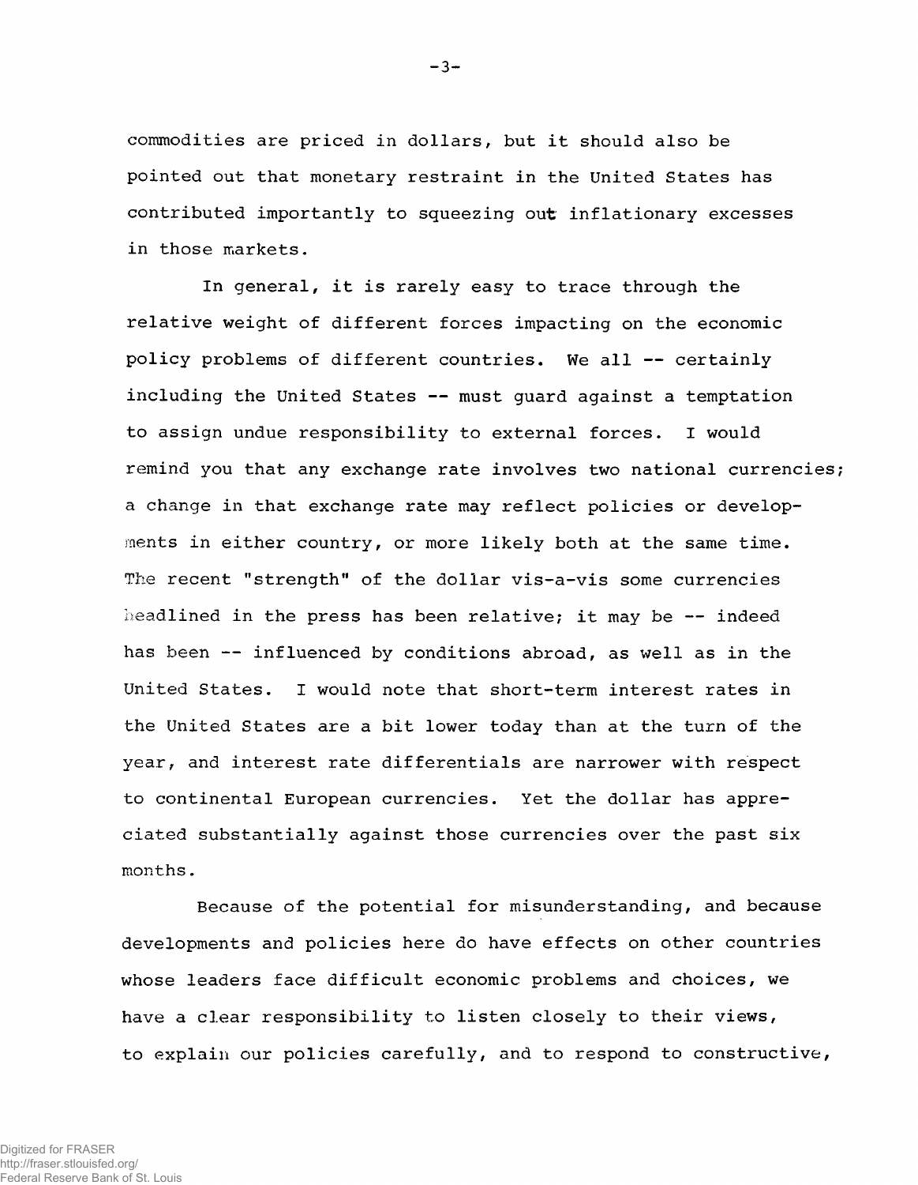commodities are priced in dollars, but it should also be pointed out that monetary restraint in the United States has contributed importantly to squeezing out inflationary excesses in those markets.

In general, it is rarely easy to trace through the relative weight of different forces impacting on the economic policy problems of different countries. We all -- certainly including the United States -- must guard against a temptation to assign undue responsibility to external forces. I would remind you that any exchange rate involves two national currencies; a change in that exchange rate may reflect policies or developments in either country, or more likely both at the same time. The recent "strength" of the dollar vis-a-vis some currencies headlined in the press has been relative; it may be -- indeed has been -- influenced by conditions abroad, as well as in the United States. I would note that short-term interest rates in the United States are a bit lower today than at the turn of the year, and interest rate differentials are narrower with respect to continental European currencies. Yet the dollar has appreciated substantially against those currencies over the past six months.

Because of the potential for misunderstanding, and because developments and policies here do have effects on other countries whose leaders face difficult economic problems and choices, we have a clear responsibility to listen closely to their views, to explain our policies carefully, and to respond to constructive,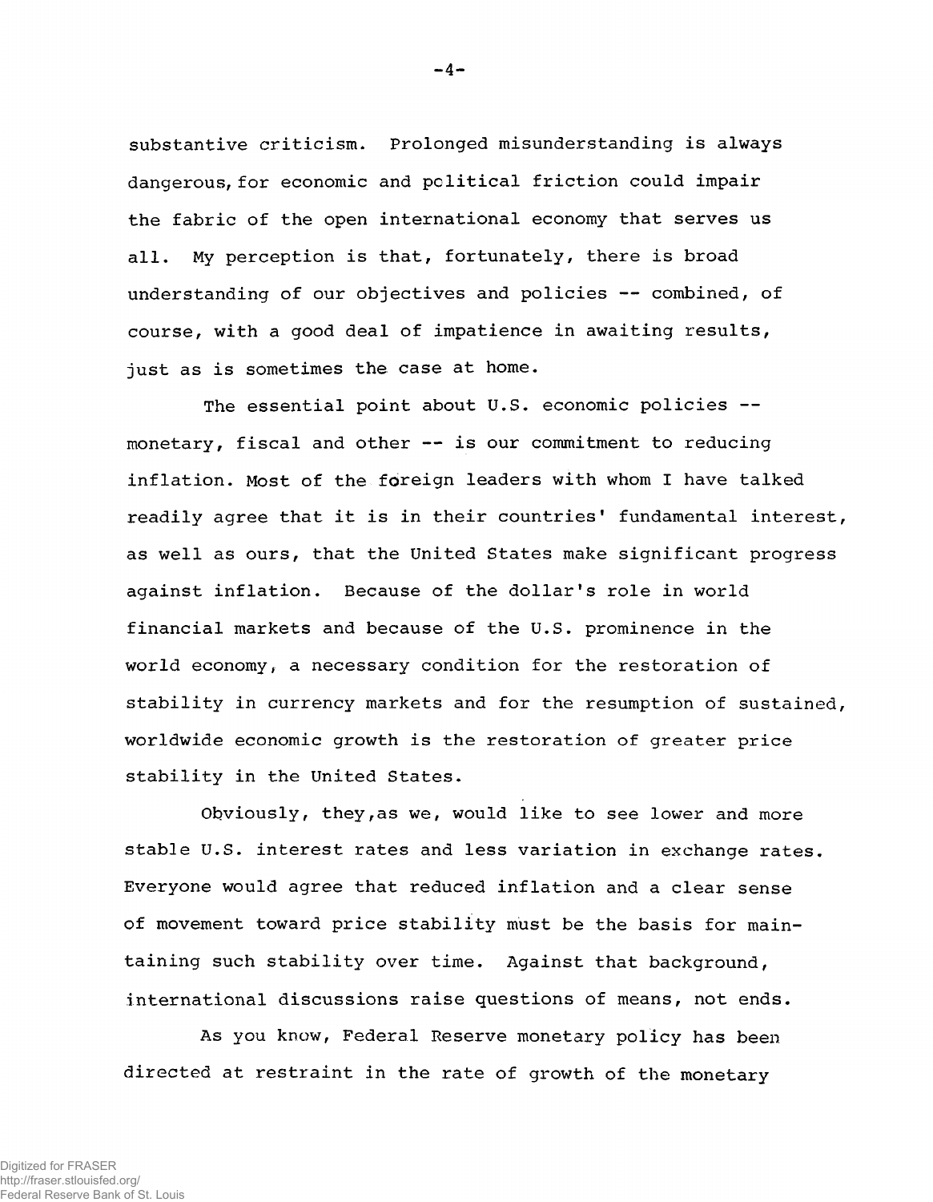substantive criticism. Prolonged misunderstanding is always dangerous, for economic and political friction could impair the fabric of the open international economy that serves us all. My perception is that, fortunately, there is broad understanding of our objectives and policies -- combined, of course, with a good deal of impatience in awaiting results, just as is sometimes the case at home.

The essential point about U.S. economic policies -- monetary, fiscal and other -- is our commitment to reducing inflation. Most of the foreign leaders with whom I have talked readily agree that it is in their countries' fundamental interest, as well as ours, that the United States make significant progress against inflation. Because of the dollar's role in world financial markets and because of the U.S. prominence in the world economy, a necessary condition for the restoration of stability in currency markets and for the resumption of sustained, worldwide economic growth is the restoration of greater price stability in the United States.

Obviously, they, as we, would like to see lower and more stable U.S. interest rates and less variation in exchange rates. Everyone would agree that reduced inflation and a clear sense of movement toward price stability must be the basis for maintaining such stability over time. Against that background, international discussions raise questions of means, not ends.

As you know, Federal Reserve monetary policy has been directed at restraint in the rate of growth of the monetary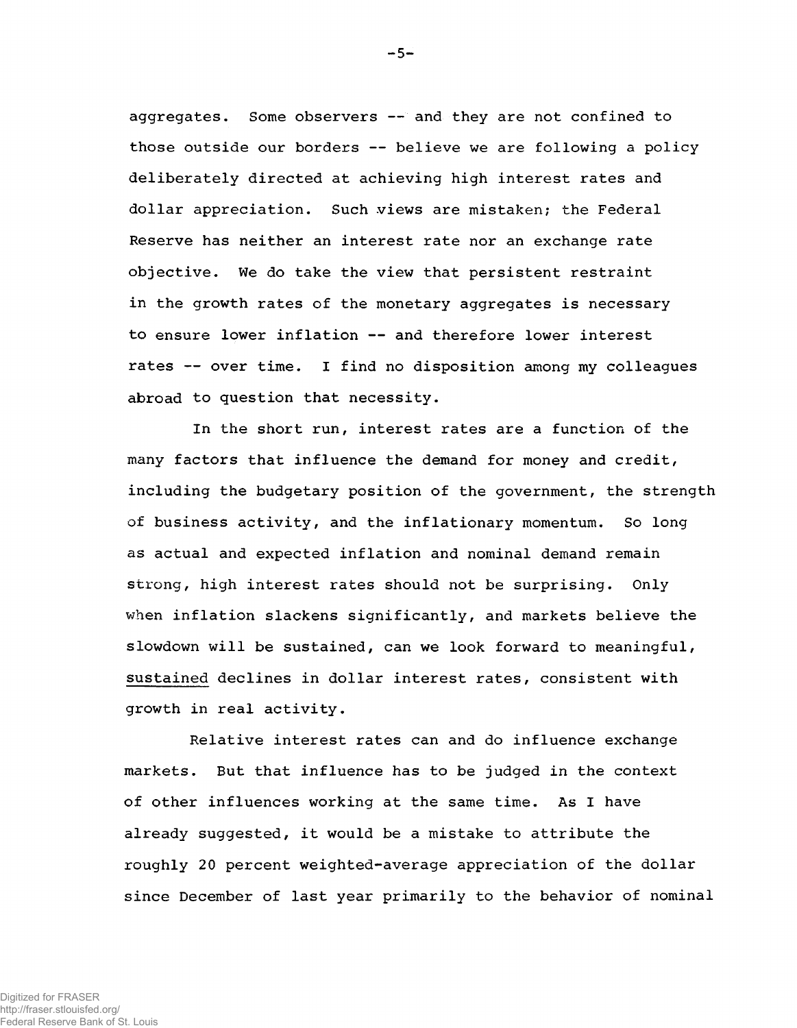aggregates. Some observers -- and they are not confined to those outside our borders -- believe we are following a policy deliberately directed at achieving high interest rates and dollar appreciation. Such views are mistaken; the Federal Reserve has neither an interest rate nor an exchange rate objective. We do take the view that persistent restraint in the growth rates of the monetary aggregates is necessary to ensure lower inflation -- and therefore lower interest rates -- over time. I find no disposition among my colleagues abroad to question that necessity.

In the short run, interest rates are a function of the many factors that influence the demand for money and credit, including the budgetary position of the government, the strength of business activity, and the inflationary momentum. So long as actual and expected inflation and nominal demand remain strong, high interest rates should not be surprising. Only when inflation slackens significantly, and markets believe the slowdown will be sustained, can we look forward to meaningful, sustained declines in dollar interest rates, consistent with growth in real activity.

Relative interest rates can and do influence exchange markets. But that influence has to be judged in the context of other influences working at the same time. As I have already suggested, it would be a mistake to attribute the roughly 20 percent weighted-average appreciation of the dollar since December of last year primarily to the behavior of nominal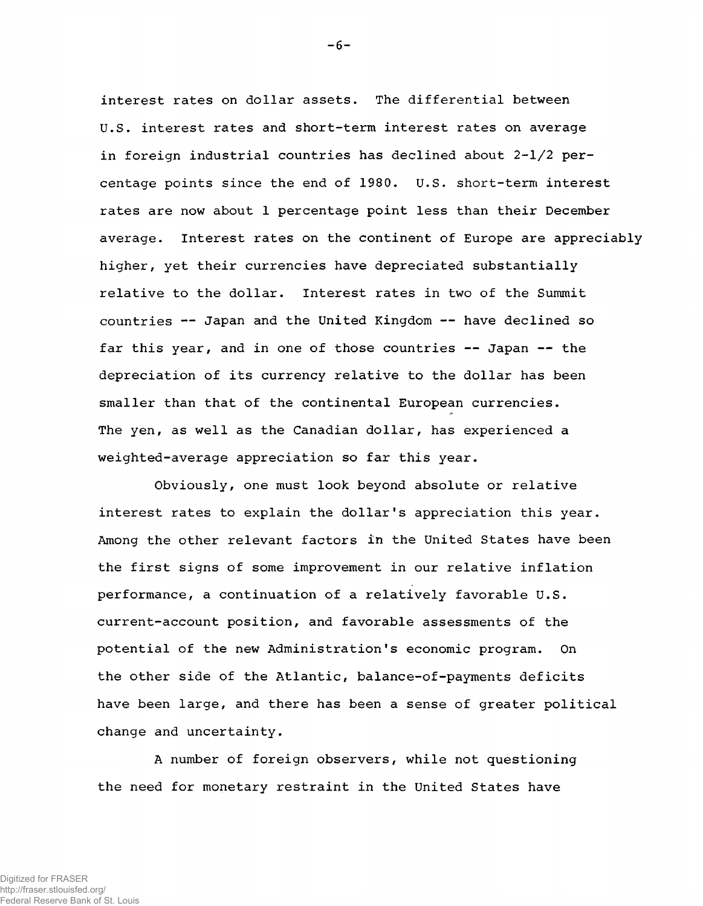interest rates on dollar assets. The differential between U.S. interest rates and short-term interest rates on average in foreign industrial countries has declined about 2-1/2 percentage points since the end of 1980. U.S. short-term interest rates are now about 1 percentage point less than their December average. Interest rates on the continent of Europe are appreciably higher, yet their currencies have depreciated substantially relative to the dollar. Interest rates in two of the Summit countries -- Japan and the United Kingdom -- have declined so far this year, and in one of those countries -- Japan -- the depreciation of its currency relative to the dollar has been smaller than that of the continental European currencies. The yen, as well as the Canadian dollar, has experienced a weighted-average appreciation so far this year.

Obviously, one must look beyond absolute or relative interest rates to explain the dollar's appreciation this year. Among the other relevant factors in the United States have been the first signs of some improvement in our relative inflation performance, a continuation of a relatively favorable U.S. current-account position, and favorable assessments of the potential of the new Administration's economic program. On the other side of the Atlantic, balance-of-payments deficits have been large, and there has been a sense of greater political change and uncertainty.

A number of foreign observers, while not questioning the need for monetary restraint in the United States have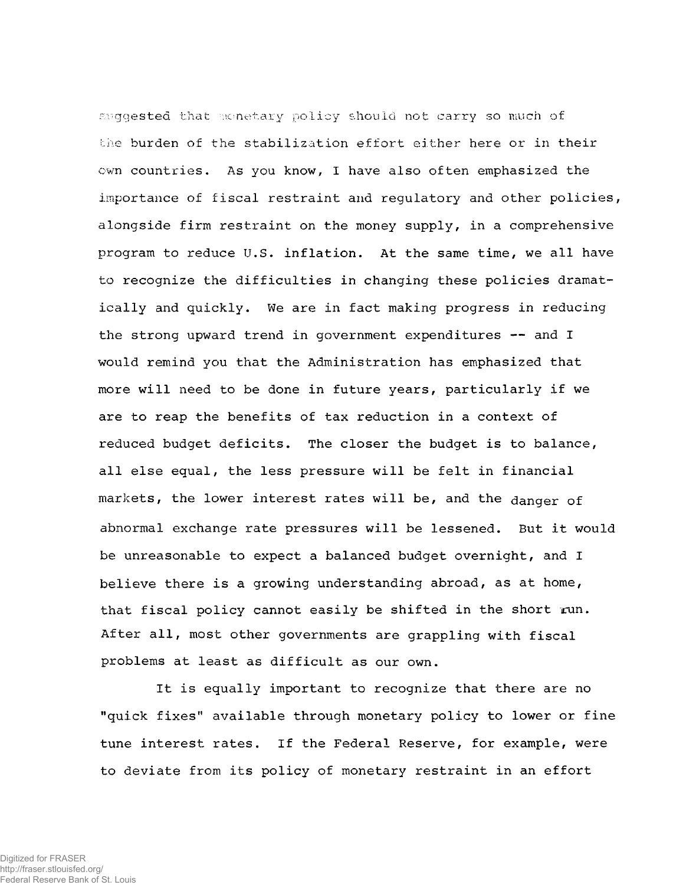suggested that monetary policy should not carry so much of the burden of the stabilization effort either here or in their own countries. As you know, I have also often emphasized the importance of fiscal restraint and regulatory and other policies, alongside firm restraint on the money supply, in a comprehensive program to reduce U.S. inflation. At the same time, we all have to recognize the difficulties in changing these policies dramatically and quickly. We are in fact making progress in reducing the strong upward trend in government expenditures -- and I would remind you that the Administration has emphasized that more will need to be done in future years, particularly if we are to reap the benefits of tax reduction in a context of reduced budget deficits. The closer the budget is to balance, all else equal, the less pressure will be felt in financial markets, the lower interest rates will be, and the danger of abnormal exchange rate pressures will be lessened. But it would be unreasonable to expect a balanced budget overnight, and I believe there is a growing understanding abroad, as at home, that fiscal policy cannot easily be shifted in the short run. After all, most other governments are grappling with fiscal problems at least as difficult as our own.

It is equally important to recognize that there are no "quick fixes" available through monetary policy to lower or fine tune interest rates. If the Federal Reserve, for example, were to deviate from its policy of monetary restraint in an effort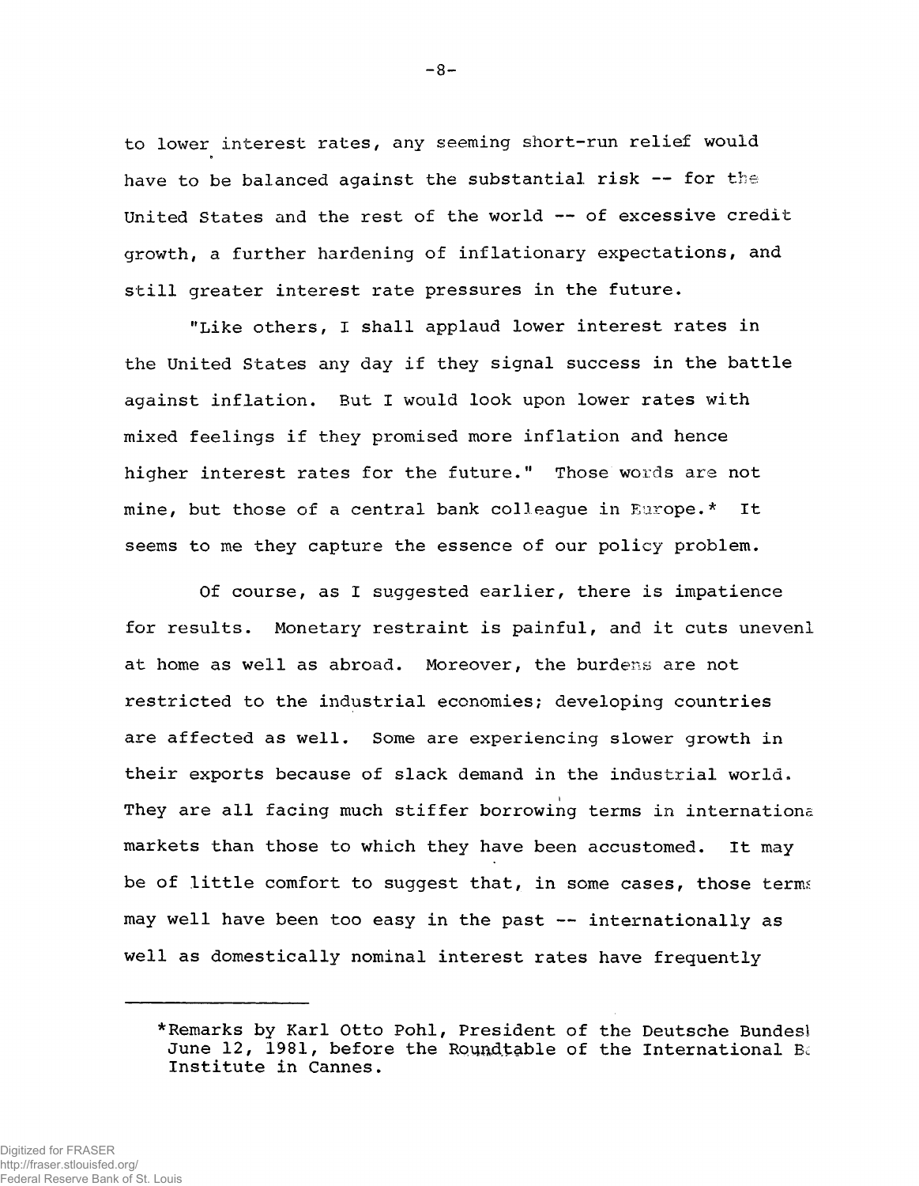to lower interest rates, any seeming short-run relief would have to be balanced against the substantial risk -- for the United States and the rest of the world -- of excessive credit growth, a further hardening of inflationary expectations, and still greater interest rate pressures in the future.

"Like others, I shall applaud lower interest rates in the United States any day if they signal success in the battle against inflation. But I would look upon lower rates with mixed feelings if they promised more inflation and hence higher interest rates for the future." Those words are not mine, but those of a central bank colleague in Europe.* It seems to me they capture the essence of our policy problem.

Of course, as I suggested earlier, there is impatience for results. Monetary restraint is painful, and it cuts unevenl at home as well as abroad. Moreover, the burdens are not restricted to the industrial economies; developing countries are affected as well. Some are experiencing slower growth in their exports because of slack demand in the industrial world. They are all facing much stiffer borrowing terms in internationa markets than those to which they have been accustomed. It may be of little comfort to suggest that, in some cases, those terms may well have been too easy in the past -- internationally as well as domestically nominal interest rates have frequently

---

*Remarks by Karl Otto Pohl, President of the Deutsche Bundesl June 12, 1981, before the Roundtable of the International B Institute in Cannes.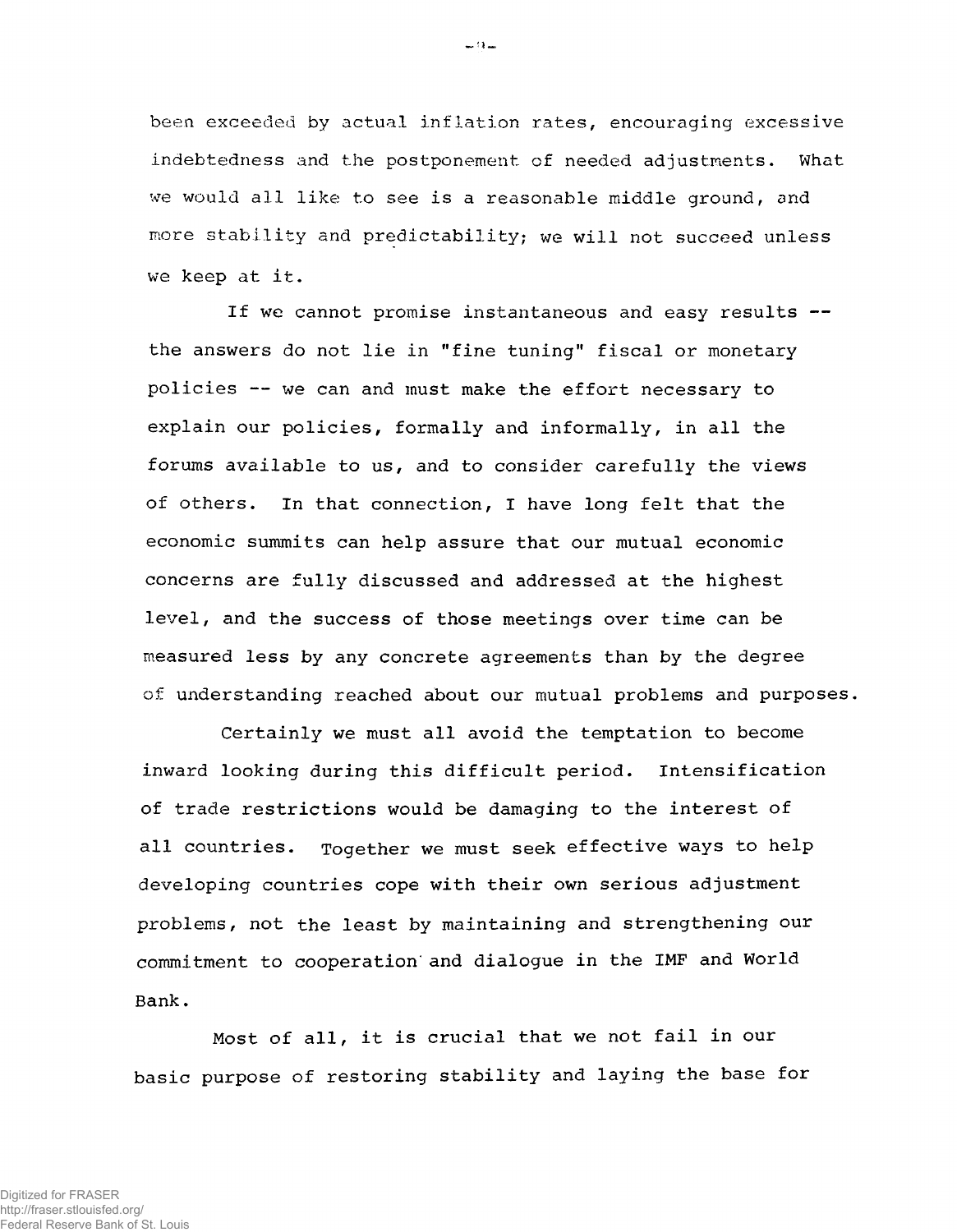been exceeded by actual inflation rates, encouraging excessive indebtedness and the postponement of needed adjustments. What we would all like to see is a reasonable middle ground, and more stability and predictability; we will not succeed unless we keep at it.

If we cannot promise instantaneous and easy results -- the answers do not lie in "fine tuning" fiscal or monetary policies -- we can and must make the effort necessary to explain our policies, formally and informally, in all the forums available to us, and to consider carefully the views of others. In that connection, I have long felt that the economic summits can help assure that our mutual economic concerns are fully discussed and addressed at the highest level, and the success of those meetings over time can be measured less by any concrete agreements than by the degree of understanding reached about our mutual problems and purposes.

Certainly we must all avoid the temptation to become inward looking during this difficult period. Intensification of trade restrictions would be damaging to the interest of all countries. Together we must seek effective ways to help developing countries cope with their own serious adjustment problems, not the least by maintaining and strengthening our commitment to cooperation and dialogue in the IMF and World Bank.

Most of all, it is crucial that we not fail in our basic purpose of restoring stability and laying the base for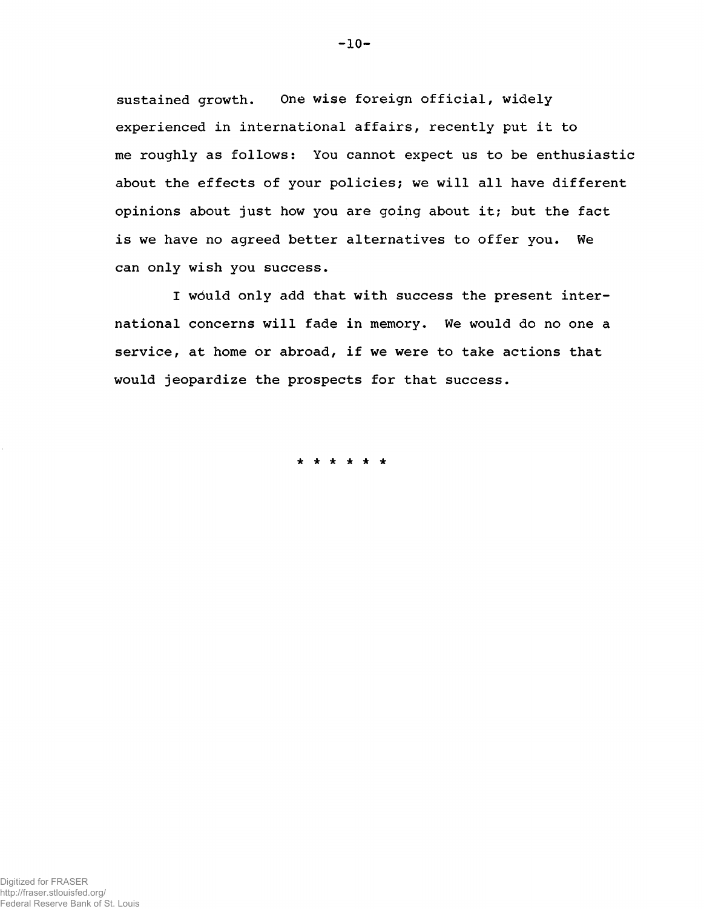sustained growth. One wise foreign official, widely experienced in international affairs, recently put it to me roughly as follows: You cannot expect us to be enthusiastic about the effects of your policies; we will all have different opinions about just how you are going about it; but the fact is we have no agreed better alternatives to offer you. We can only wish you success.

I would only add that with success the present international concerns will fade in memory. We would do no one a service, at home or abroad, if we were to take actions that would jeopardize the prospects for that success.

* * * * * *